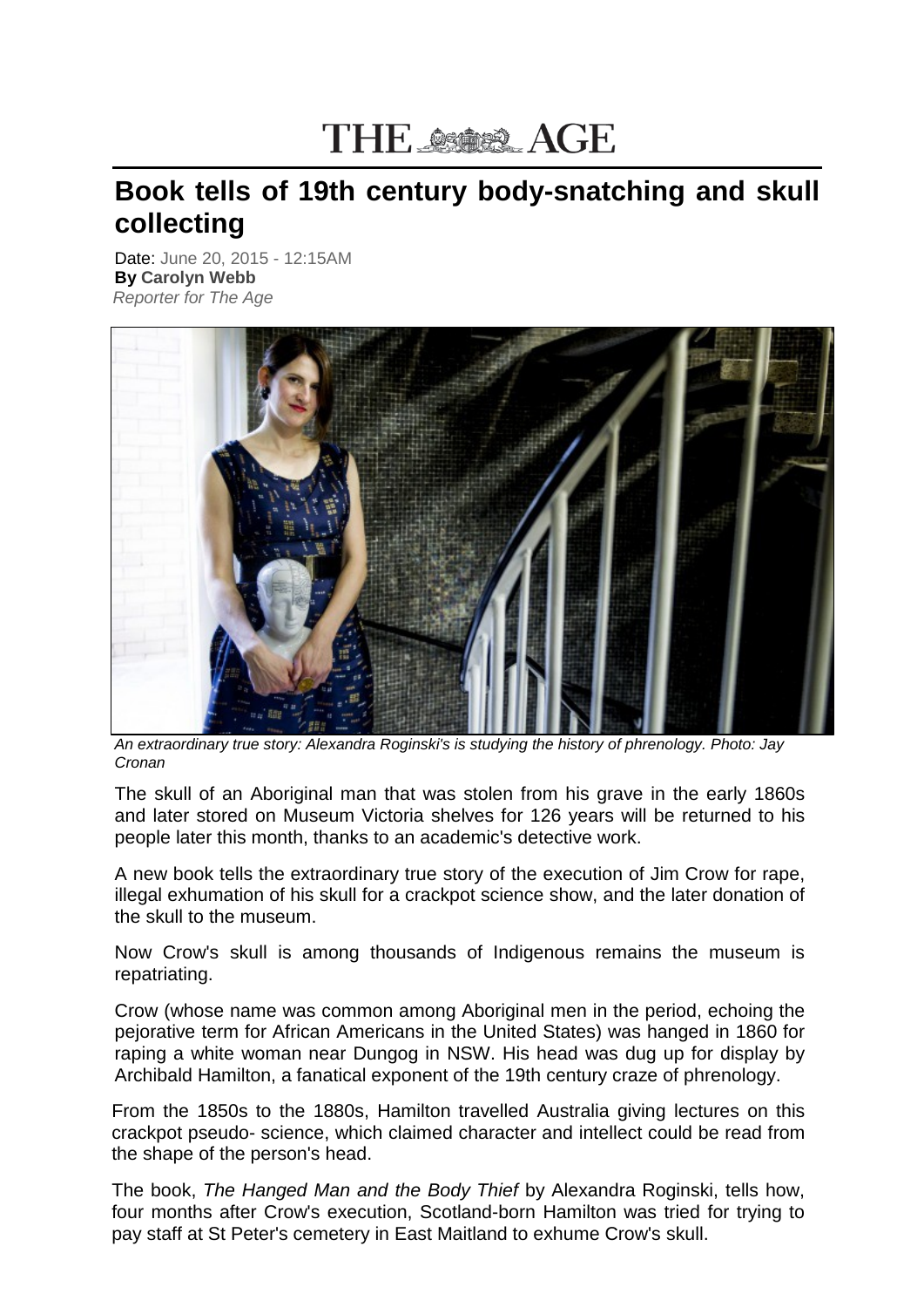THE AGE

# Book tells of 19th century body-snatching and skull collecting

Date: June 20, 2015 - 12:15AM
**By Carolyn Webb**
*Reporter for The Age*

*An extraordinary true story: Alexandra Roginski's is studying the history of phrenology. Photo: Jay Cronan*

The skull of an Aboriginal man that was stolen from his grave in the early 1860s and later stored on Museum Victoria shelves for 126 years will be returned to his people later this month, thanks to an academic's detective work.

A new book tells the extraordinary true story of the execution of Jim Crow for rape, illegal exhumation of his skull for a crackpot science show, and the later donation of the skull to the museum.

Now Crow's skull is among thousands of Indigenous remains the museum is repatriating.

Crow (whose name was common among Aboriginal men in the period, echoing the pejorative term for African Americans in the United States) was hanged in 1860 for raping a white woman near Dungog in NSW. His head was dug up for display by Archibald Hamilton, a fanatical exponent of the 19th century craze of phrenology.

From the 1850s to the 1880s, Hamilton travelled Australia giving lectures on this crackpot pseudo- science, which claimed character and intellect could be read from the shape of the person's head.

The book, *The Hanged Man and the Body Thief* by Alexandra Roginski, tells how, four months after Crow's execution, Scotland-born Hamilton was tried for trying to pay staff at St Peter's cemetery in East Maitland to exhume Crow's skull.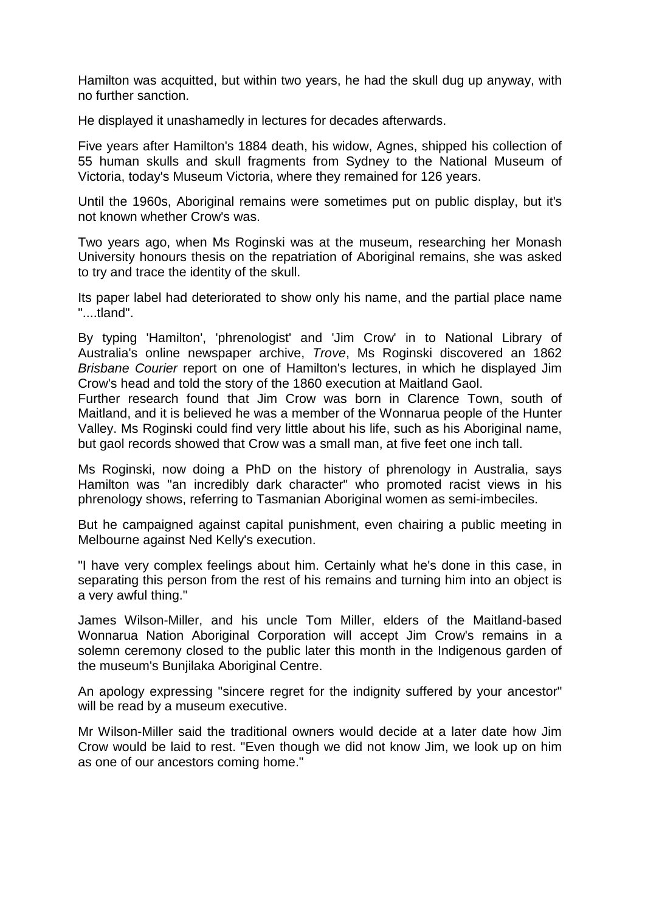Hamilton was acquitted, but within two years, he had the skull dug up anyway, with no further sanction.

He displayed it unashamedly in lectures for decades afterwards.

Five years after Hamilton's 1884 death, his widow, Agnes, shipped his collection of 55 human skulls and skull fragments from Sydney to the National Museum of Victoria, today's Museum Victoria, where they remained for 126 years.

Until the 1960s, Aboriginal remains were sometimes put on public display, but it's not known whether Crow's was.

Two years ago, when Ms Roginski was at the museum, researching her Monash University honours thesis on the repatriation of Aboriginal remains, she was asked to try and trace the identity of the skull.

Its paper label had deteriorated to show only his name, and the partial place name "....tland".

By typing 'Hamilton', 'phrenologist' and 'Jim Crow' in to National Library of Australia's online newspaper archive, *Trove*, Ms Roginski discovered an 1862 *Brisbane Courier* report on one of Hamilton's lectures, in which he displayed Jim Crow's head and told the story of the 1860 execution at Maitland Gaol.

Further research found that Jim Crow was born in Clarence Town, south of Maitland, and it is believed he was a member of the Wonnarua people of the Hunter Valley. Ms Roginski could find very little about his life, such as his Aboriginal name, but gaol records showed that Crow was a small man, at five feet one inch tall.

Ms Roginski, now doing a PhD on the history of phrenology in Australia, says Hamilton was "an incredibly dark character" who promoted racist views in his phrenology shows, referring to Tasmanian Aboriginal women as semi-imbeciles.

But he campaigned against capital punishment, even chairing a public meeting in Melbourne against Ned Kelly's execution.

"I have very complex feelings about him. Certainly what he's done in this case, in separating this person from the rest of his remains and turning him into an object is a very awful thing."

James Wilson-Miller, and his uncle Tom Miller, elders of the Maitland-based Wonnarua Nation Aboriginal Corporation will accept Jim Crow's remains in a solemn ceremony closed to the public later this month in the Indigenous garden of the museum's Bunjilaka Aboriginal Centre.

An apology expressing "sincere regret for the indignity suffered by your ancestor" will be read by a museum executive.

Mr Wilson-Miller said the traditional owners would decide at a later date how Jim Crow would be laid to rest. "Even though we did not know Jim, we look up on him as one of our ancestors coming home."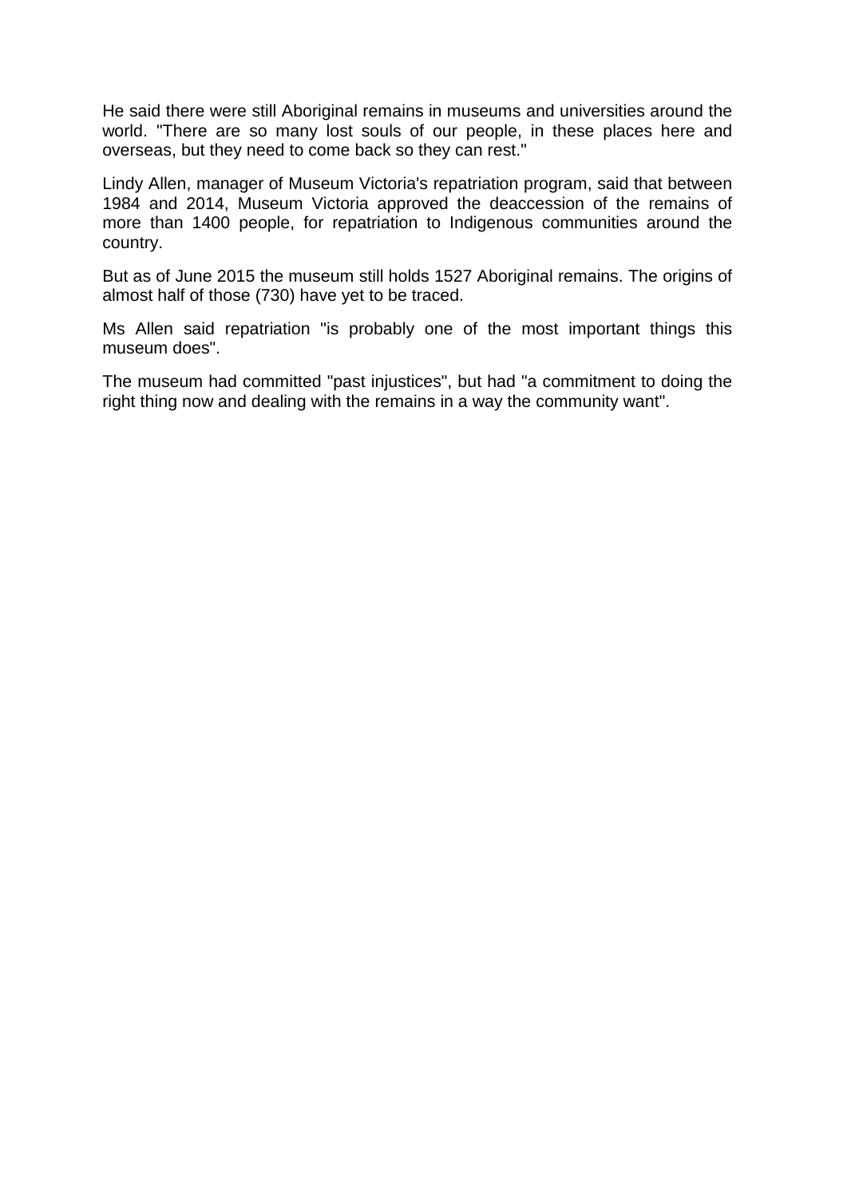He said there were still Aboriginal remains in museums and universities around the world. "There are so many lost souls of our people, in these places here and overseas, but they need to come back so they can rest."

Lindy Allen, manager of Museum Victoria's repatriation program, said that between 1984 and 2014, Museum Victoria approved the deaccession of the remains of more than 1400 people, for repatriation to Indigenous communities around the country.

But as of June 2015 the museum still holds 1527 Aboriginal remains. The origins of almost half of those (730) have yet to be traced.

Ms Allen said repatriation "is probably one of the most important things this museum does".

The museum had committed "past injustices", but had "a commitment to doing the right thing now and dealing with the remains in a way the community want".